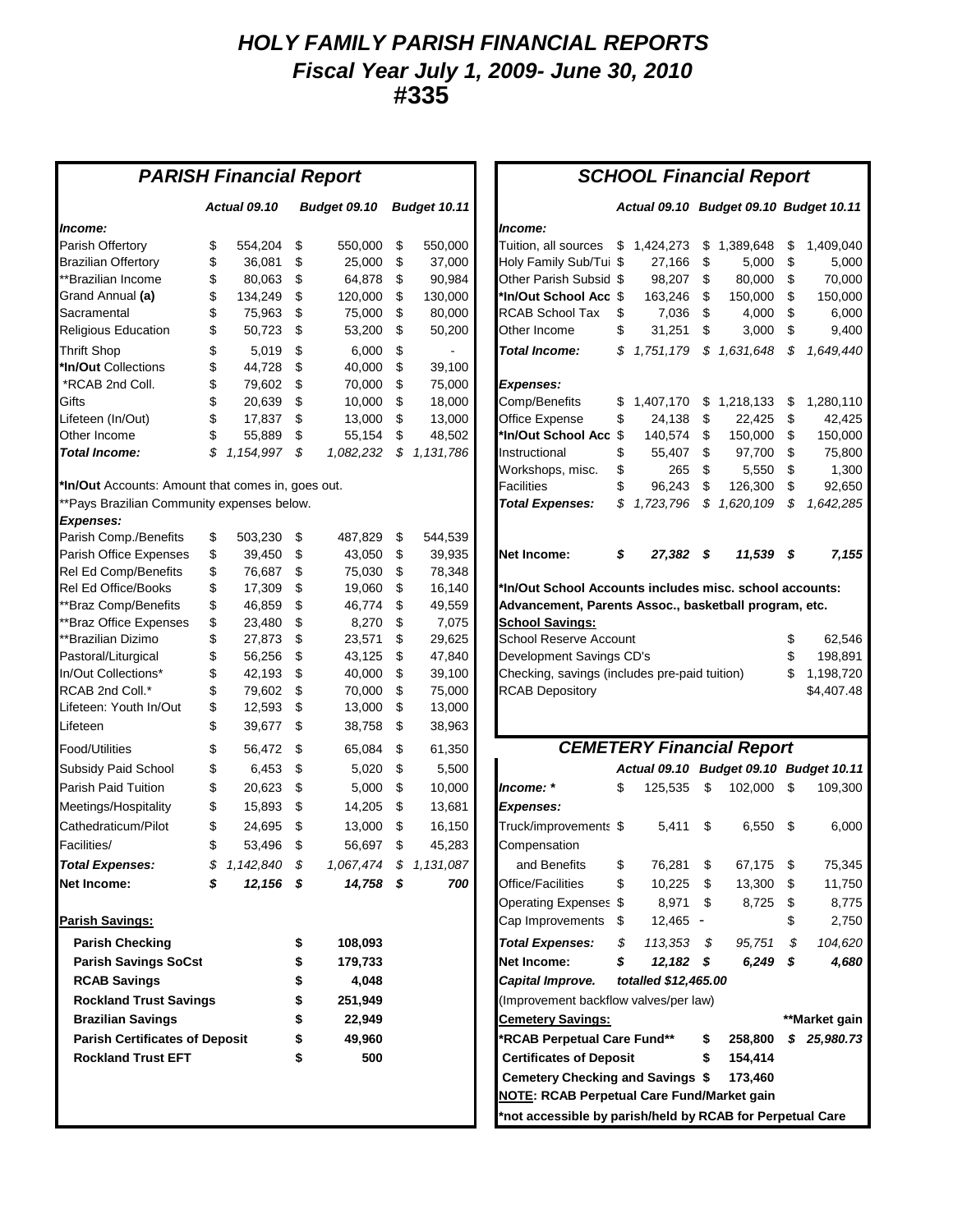# *HOLY FAMILY PARISH FINANCIAL REPORTS*
## *Fiscal Year July 1, 2009- June 30, 2010*
## #335

### *PARISH Financial Report*

| | *Actual 09.10* | *Budget 09.10* | *Budget 10.11* |
|---|---|---|---|
| ***Income:*** | | | |
| Parish Offertory | $ 554,204 | $ 550,000 | $ 550,000 |
| Brazilian Offertory | $ 36,081 | $ 25,000 | $ 37,000 |
| **Brazilian Income | $ 80,063 | $ 64,878 | $ 90,984 |
| Grand Annual **(a)** | $ 134,249 | $ 120,000 | $ 130,000 |
| Sacramental | $ 75,963 | $ 75,000 | $ 80,000 |
| Religious Education | $ 50,723 | $ 53,200 | $ 50,200 |
| Thrift Shop | $ 5,019 | $ 6,000 | $ - |
| ***In/Out** Collections | $ 44,728 | $ 40,000 | $ 39,100 |
| *RCAB 2nd Coll. | $ 79,602 | $ 70,000 | $ 75,000 |
| Gifts | $ 20,639 | $ 10,000 | $ 18,000 |
| Lifeteen (In/Out) | $ 17,837 | $ 13,000 | $ 13,000 |
| Other Income | $ 55,889 | $ 55,154 | $ 48,502 |
| ***Total Income:*** | *$ 1,154,997* | *$ 1,082,232* | *$ 1,131,786* |

***In/Out** Accounts: Amount that comes in, goes out.
**Pays Brazilian Community expenses below.

| | *Actual 09.10* | *Budget 09.10* | *Budget 10.11* |
|---|---|---|---|
| ***Expenses:*** | | | |
| Parish Comp./Benefits | $ 503,230 | $ 487,829 | $ 544,539 |
| Parish Office Expenses | $ 39,450 | $ 43,050 | $ 39,935 |
| Rel Ed Comp/Benefits | $ 76,687 | $ 75,030 | $ 78,348 |
| Rel Ed Office/Books | $ 17,309 | $ 19,060 | $ 16,140 |
| **Braz Comp/Benefits | $ 46,859 | $ 46,774 | $ 49,559 |
| **Braz Office Expenses | $ 23,480 | $ 8,270 | $ 7,075 |
| **Brazilian Dizimo | $ 27,873 | $ 23,571 | $ 29,625 |
| Pastoral/Liturgical | $ 56,256 | $ 43,125 | $ 47,840 |
| In/Out Collections* | $ 42,193 | $ 40,000 | $ 39,100 |
| RCAB 2nd Coll.* | $ 79,602 | $ 70,000 | $ 75,000 |
| Lifeteen: Youth In/Out | $ 12,593 | $ 13,000 | $ 13,000 |
| Lifeteen | $ 39,677 | $ 38,758 | $ 38,963 |
| Food/Utilities | $ 56,472 | $ 65,084 | $ 61,350 |
| Subsidy Paid School | $ 6,453 | $ 5,020 | $ 5,500 |
| Parish Paid Tuition | $ 20,623 | $ 5,000 | $ 10,000 |
| Meetings/Hospitality | $ 15,893 | $ 14,205 | $ 13,681 |
| Cathedraticum/Pilot | $ 24,695 | $ 13,000 | $ 16,150 |
| Facilities/ | $ 53,496 | $ 56,697 | $ 45,283 |
| ***Total Expenses:*** | *$ 1,142,840* | *$ 1,067,474* | *$ 1,131,087* |
| **Net Income:** | ***$ 12,156*** | ***$ 14,758*** | ***$ 700*** |

**Parish Savings:**

| | |
|---|---|
| **Parish Checking** | **$ 108,093** |
| **Parish Savings SoCst** | **$ 179,733** |
| **RCAB Savings** | **$ 4,048** |
| **Rockland Trust Savings** | **$ 251,949** |
| **Brazilian Savings** | **$ 22,949** |
| **Parish Certificates of Deposit** | **$ 49,960** |
| **Rockland Trust EFT** | **$ 500** |

### *SCHOOL Financial Report*

| | *Actual 09.10* | *Budget 09.10* | *Budget 10.11* |
|---|---|---|---|
| ***Income:*** | | | |
| Tuition, all sources | $ 1,424,273 | $ 1,389,648 | $ 1,409,040 |
| Holy Family Sub/Tui | $ 27,166 | $ 5,000 | $ 5,000 |
| Other Parish Subsid | $ 98,207 | $ 80,000 | $ 70,000 |
| ***In/Out School Acc** | $ 163,246 | $ 150,000 | $ 150,000 |
| RCAB School Tax | $ 7,036 | $ 4,000 | $ 6,000 |
| Other Income | $ 31,251 | $ 3,000 | $ 9,400 |
| ***Total Income:*** | *$ 1,751,179* | *$ 1,631,648* | *$ 1,649,440* |
| ***Expenses:*** | | | |
| Comp/Benefits | $ 1,407,170 | $ 1,218,133 | $ 1,280,110 |
| Office Expense | $ 24,138 | $ 22,425 | $ 42,425 |
| ***In/Out School Acc** | $ 140,574 | $ 150,000 | $ 150,000 |
| Instructional | $ 55,407 | $ 97,700 | $ 75,800 |
| Workshops, misc. | $ 265 | $ 5,550 | $ 1,300 |
| Facilities | $ 96,243 | $ 126,300 | $ 92,650 |
| ***Total Expenses:*** | *$ 1,723,796* | *$ 1,620,109* | *$ 1,642,285* |
| **Net Income:** | ***$ 27,382*** | ***$ 11,539*** | ***$ 7,155*** |

***In/Out School Accounts includes misc. school accounts: Advancement, Parents Assoc., basketball program, etc.**

**School Savings:**

| | |
|---|---|
| School Reserve Account | $ 62,546 |
| Development Savings CD's | $ 198,891 |
| Checking, savings (includes pre-paid tuition) | $ 1,198,720 |
| RCAB Depository | $4,407.48 |

### *CEMETERY Financial Report*

| | *Actual 09.10* | *Budget 09.10* | *Budget 10.11* |
|---|---|---|---|
| ***Income: **** | $ 125,535 | $ 102,000 | $ 109,300 |
| ***Expenses:*** | | | |
| Truck/improvements | $ 5,411 | $ 6,550 | $ 6,000 |
| Compensation and Benefits | $ 76,281 | $ 67,175 | $ 75,345 |
| Office/Facilities | $ 10,225 | $ 13,300 | $ 11,750 |
| Operating Expenses | $ 8,971 | $ 8,725 | $ 8,775 |
| Cap Improvements | $ 12,465 | - | $ 2,750 |
| ***Total Expenses:*** | *$ 113,353* | *$ 95,751* | *$ 104,620* |
| ***Net Income:*** | ***$ 12,182*** | ***$ 6,249*** | ***$ 4,680*** |

***Capital Improve.*** *totalled $12,465.00*
(Improvement backflow valves/per law)

| **Cemetery Savings:** | | **Market gain |
|---|---|---|
| ***RCAB Perpetual Care Fund**** | **$ 258,800** | ***$ 25,980.73*** |
| **Certificates of Deposit** | **$ 154,414** | |
| **Cemetery Checking and Savings** | **$ 173,460** | |

**NOTE: RCAB Perpetual Care Fund/Market gain**
***not accessible by parish/held by RCAB for Perpetual Care**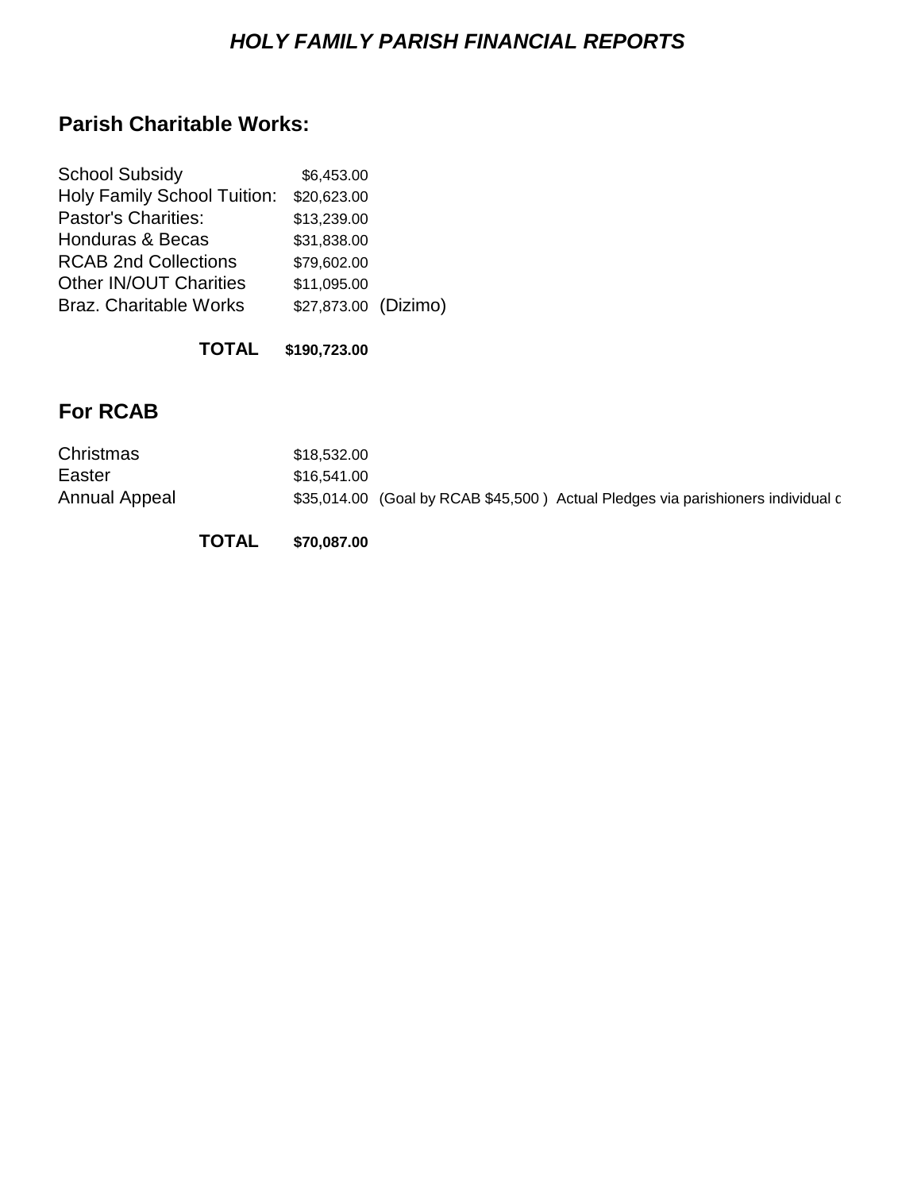# *HOLY FAMILY PARISH FINANCIAL REPORTS*

## Parish Charitable Works:

| | | |
|---|---|---|
| School Subsidy | $6,453.00 | |
| Holy Family School Tuition: | $20,623.00 | |
| Pastor's Charities: | $13,239.00 | |
| Honduras & Becas | $31,838.00 | |
| RCAB 2nd Collections | $79,602.00 | |
| Other IN/OUT Charities | $11,095.00 | |
| Braz. Charitable Works | $27,873.00 | (Dizimo) |
| **TOTAL** | **$190,723.00** | |

## For RCAB

| | | |
|---|---|---|
| Christmas | $18,532.00 | |
| Easter | $16,541.00 | |
| Annual Appeal | $35,014.00 | (Goal by RCAB $45,500 ) Actual Pledges via parishioners individual c |
| **TOTAL** | **$70,087.00** | |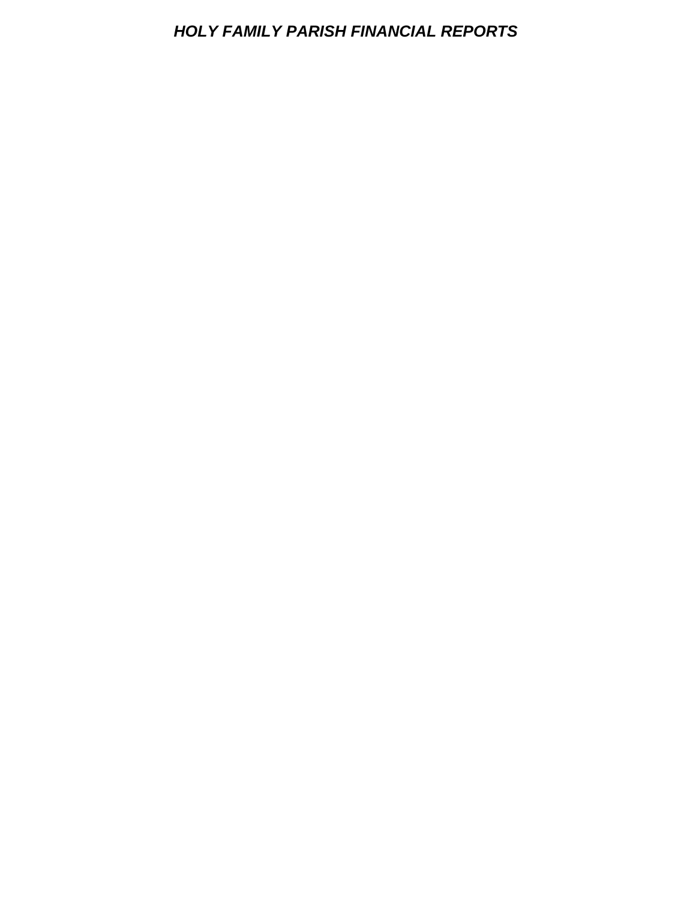***HOLY FAMILY PARISH FINANCIAL REPORTS***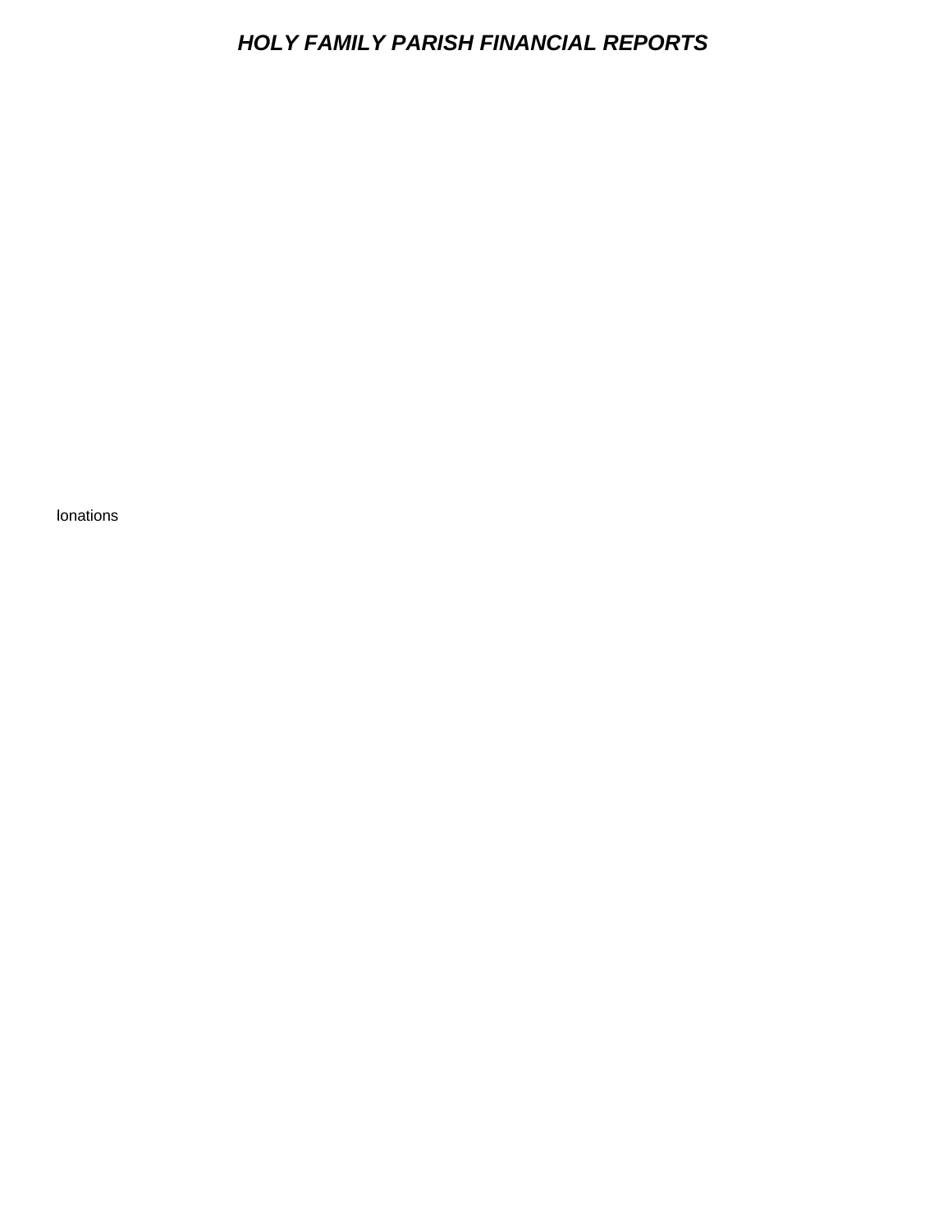lonations